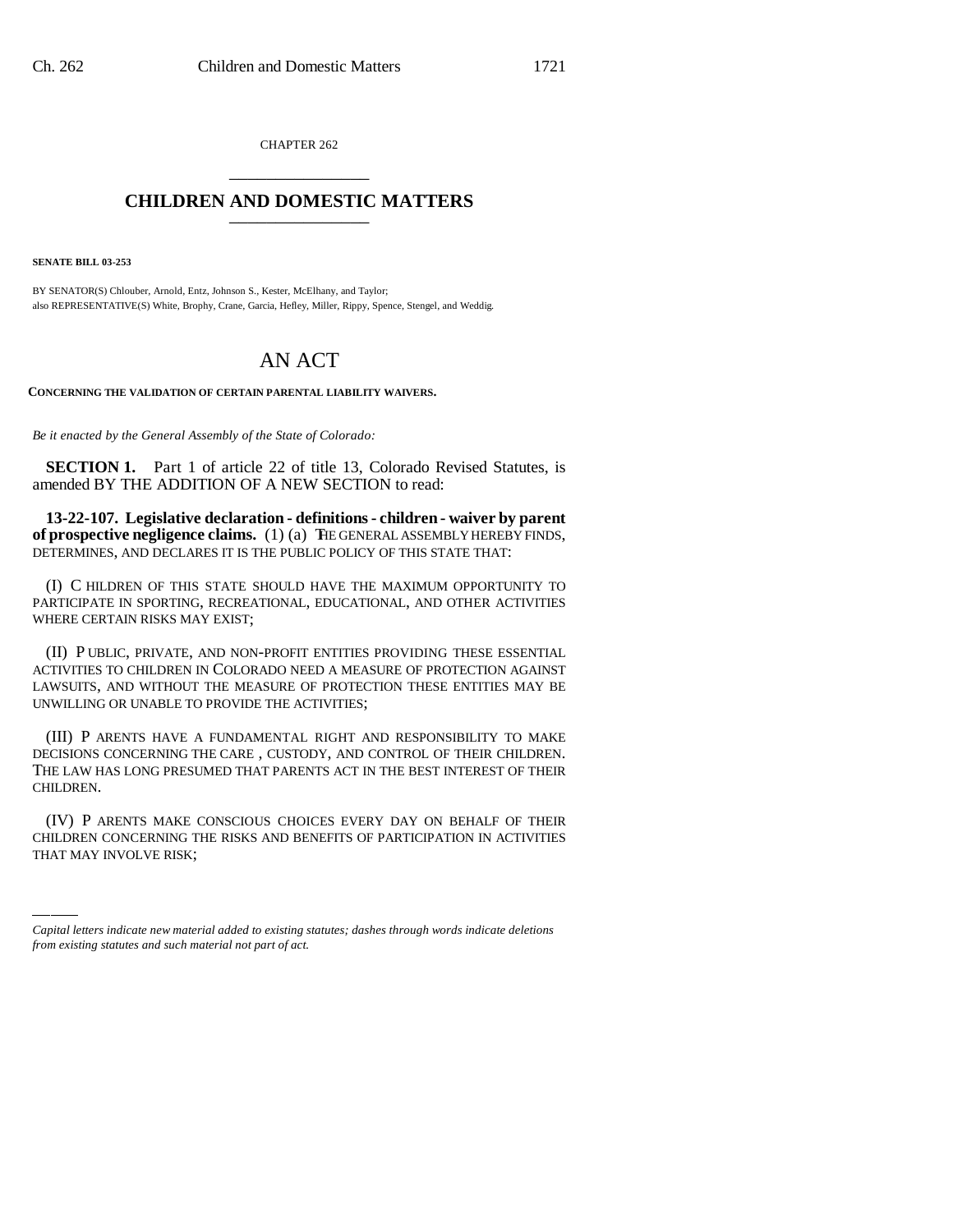CHAPTER 262

# CHILDREN AND DOMESTIC MATTERS

**SENATE BILL 03-253**

BY SENATOR(S) Chlouber, Arnold, Entz, Johnson S., Kester, McElhany, and Taylor;
also REPRESENTATIVE(S) White, Brophy, Crane, Garcia, Hefley, Miller, Rippy, Spence, Stengel, and Weddig.

## AN ACT

**CONCERNING THE VALIDATION OF CERTAIN PARENTAL LIABILITY WAIVERS.**

*Be it enacted by the General Assembly of the State of Colorado:*

**SECTION 1.** Part 1 of article 22 of title 13, Colorado Revised Statutes, is amended BY THE ADDITION OF A NEW SECTION to read:

**13-22-107. Legislative declaration - definitions - children - waiver by parent of prospective negligence claims.** (1) (a) THE GENERAL ASSEMBLY HEREBY FINDS, DETERMINES, AND DECLARES IT IS THE PUBLIC POLICY OF THIS STATE THAT:

(I) CHILDREN OF THIS STATE SHOULD HAVE THE MAXIMUM OPPORTUNITY TO PARTICIPATE IN SPORTING, RECREATIONAL, EDUCATIONAL, AND OTHER ACTIVITIES WHERE CERTAIN RISKS MAY EXIST;

(II) PUBLIC, PRIVATE, AND NON-PROFIT ENTITIES PROVIDING THESE ESSENTIAL ACTIVITIES TO CHILDREN IN COLORADO NEED A MEASURE OF PROTECTION AGAINST LAWSUITS, AND WITHOUT THE MEASURE OF PROTECTION THESE ENTITIES MAY BE UNWILLING OR UNABLE TO PROVIDE THE ACTIVITIES;

(III) PARENTS HAVE A FUNDAMENTAL RIGHT AND RESPONSIBILITY TO MAKE DECISIONS CONCERNING THE CARE, CUSTODY, AND CONTROL OF THEIR CHILDREN. THE LAW HAS LONG PRESUMED THAT PARENTS ACT IN THE BEST INTEREST OF THEIR CHILDREN.

(IV) PARENTS MAKE CONSCIOUS CHOICES EVERY DAY ON BEHALF OF THEIR CHILDREN CONCERNING THE RISKS AND BENEFITS OF PARTICIPATION IN ACTIVITIES THAT MAY INVOLVE RISK;

---

*Capital letters indicate new material added to existing statutes; dashes through words indicate deletions from existing statutes and such material not part of act.*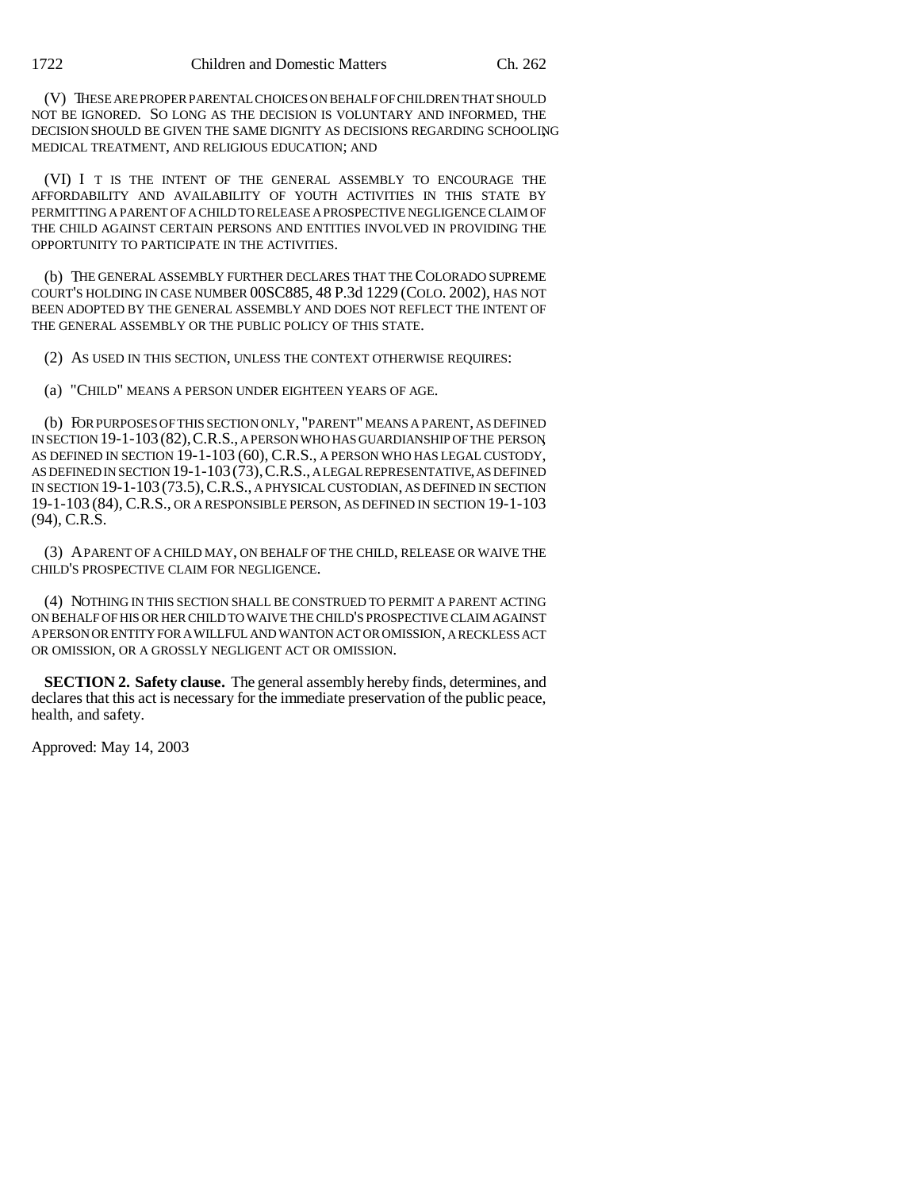(V) THESE ARE PROPER PARENTAL CHOICES ON BEHALF OF CHILDREN THAT SHOULD NOT BE IGNORED. SO LONG AS THE DECISION IS VOLUNTARY AND INFORMED, THE DECISION SHOULD BE GIVEN THE SAME DIGNITY AS DECISIONS REGARDING SCHOOLING, MEDICAL TREATMENT, AND RELIGIOUS EDUCATION; AND

(VI) IT IS THE INTENT OF THE GENERAL ASSEMBLY TO ENCOURAGE THE AFFORDABILITY AND AVAILABILITY OF YOUTH ACTIVITIES IN THIS STATE BY PERMITTING A PARENT OF A CHILD TO RELEASE A PROSPECTIVE NEGLIGENCE CLAIM OF THE CHILD AGAINST CERTAIN PERSONS AND ENTITIES INVOLVED IN PROVIDING THE OPPORTUNITY TO PARTICIPATE IN THE ACTIVITIES.

(b) THE GENERAL ASSEMBLY FURTHER DECLARES THAT THE COLORADO SUPREME COURT'S HOLDING IN CASE NUMBER 00SC885, 48 P.3d 1229 (COLO. 2002), HAS NOT BEEN ADOPTED BY THE GENERAL ASSEMBLY AND DOES NOT REFLECT THE INTENT OF THE GENERAL ASSEMBLY OR THE PUBLIC POLICY OF THIS STATE.

(2) AS USED IN THIS SECTION, UNLESS THE CONTEXT OTHERWISE REQUIRES:

(a) "CHILD" MEANS A PERSON UNDER EIGHTEEN YEARS OF AGE.

(b) FOR PURPOSES OF THIS SECTION ONLY, "PARENT" MEANS A PARENT, AS DEFINED IN SECTION 19-1-103 (82), C.R.S., A PERSON WHO HAS GUARDIANSHIP OF THE PERSON, AS DEFINED IN SECTION 19-1-103 (60), C.R.S., A PERSON WHO HAS LEGAL CUSTODY, AS DEFINED IN SECTION 19-1-103 (73), C.R.S., A LEGAL REPRESENTATIVE, AS DEFINED IN SECTION 19-1-103 (73.5), C.R.S., A PHYSICAL CUSTODIAN, AS DEFINED IN SECTION 19-1-103 (84), C.R.S., OR A RESPONSIBLE PERSON, AS DEFINED IN SECTION 19-1-103 (94), C.R.S.

(3) A PARENT OF A CHILD MAY, ON BEHALF OF THE CHILD, RELEASE OR WAIVE THE CHILD'S PROSPECTIVE CLAIM FOR NEGLIGENCE.

(4) NOTHING IN THIS SECTION SHALL BE CONSTRUED TO PERMIT A PARENT ACTING ON BEHALF OF HIS OR HER CHILD TO WAIVE THE CHILD'S PROSPECTIVE CLAIM AGAINST A PERSON OR ENTITY FOR A WILLFUL AND WANTON ACT OR OMISSION, A RECKLESS ACT OR OMISSION, OR A GROSSLY NEGLIGENT ACT OR OMISSION.

**SECTION 2. Safety clause.** The general assembly hereby finds, determines, and declares that this act is necessary for the immediate preservation of the public peace, health, and safety.

Approved: May 14, 2003